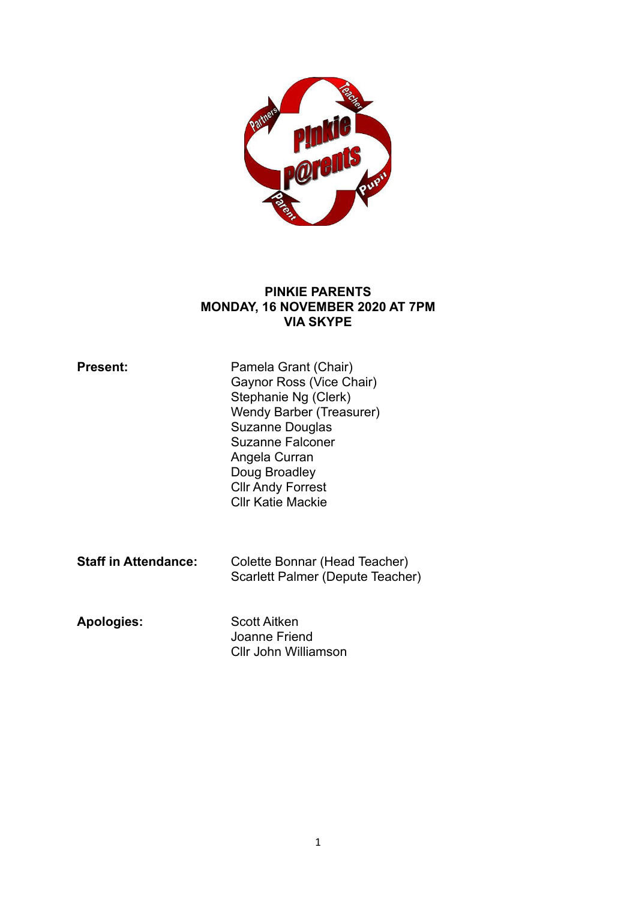**PINKIE PARENTS**
**MONDAY, 16 NOVEMBER 2020 AT 7PM**
**VIA SKYPE**

| | |
|---|---|
| **Present:** | Pamela Grant (Chair) |
| | Gaynor Ross (Vice Chair) |
| | Stephanie Ng (Clerk) |
| | Wendy Barber (Treasurer) |
| | Suzanne Douglas |
| | Suzanne Falconer |
| | Angela Curran |
| | Doug Broadley |
| | Cllr Andy Forrest |
| | Cllr Katie Mackie |
| **Staff in Attendance:** | Colette Bonnar (Head Teacher) |
| | Scarlett Palmer (Depute Teacher) |
| **Apologies:** | Scott Aitken |
| | Joanne Friend |
| | Cllr John Williamson |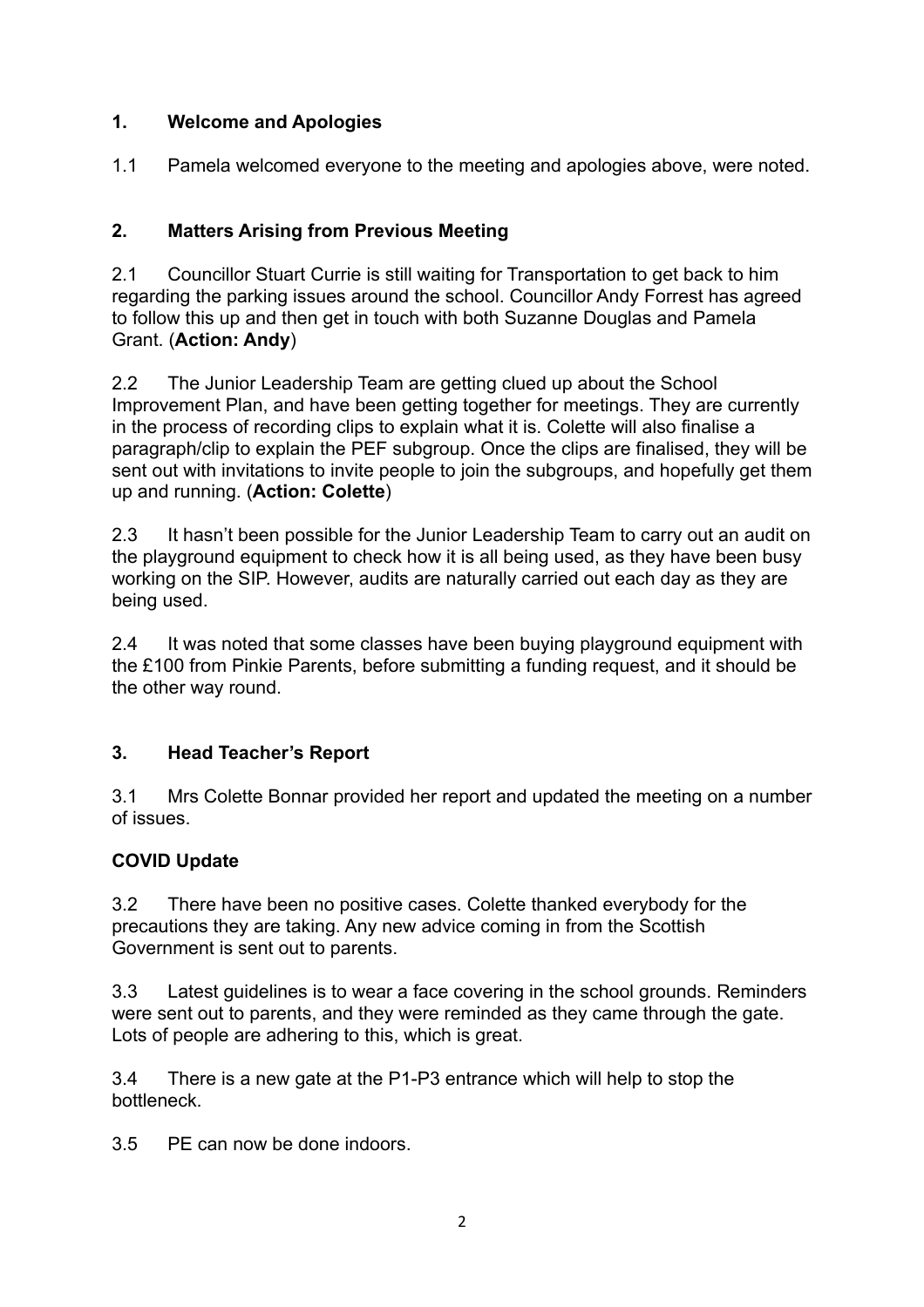## 1. Welcome and Apologies

1.1 Pamela welcomed everyone to the meeting and apologies above, were noted.

## 2. Matters Arising from Previous Meeting

2.1 Councillor Stuart Currie is still waiting for Transportation to get back to him regarding the parking issues around the school. Councillor Andy Forrest has agreed to follow this up and then get in touch with both Suzanne Douglas and Pamela Grant. (**Action: Andy**)

2.2 The Junior Leadership Team are getting clued up about the School Improvement Plan, and have been getting together for meetings. They are currently in the process of recording clips to explain what it is. Colette will also finalise a paragraph/clip to explain the PEF subgroup. Once the clips are finalised, they will be sent out with invitations to invite people to join the subgroups, and hopefully get them up and running. (**Action: Colette**)

2.3 It hasn't been possible for the Junior Leadership Team to carry out an audit on the playground equipment to check how it is all being used, as they have been busy working on the SIP. However, audits are naturally carried out each day as they are being used.

2.4 It was noted that some classes have been buying playground equipment with the £100 from Pinkie Parents, before submitting a funding request, and it should be the other way round.

## 3. Head Teacher's Report

3.1 Mrs Colette Bonnar provided her report and updated the meeting on a number of issues.

### COVID Update

3.2 There have been no positive cases. Colette thanked everybody for the precautions they are taking. Any new advice coming in from the Scottish Government is sent out to parents.

3.3 Latest guidelines is to wear a face covering in the school grounds. Reminders were sent out to parents, and they were reminded as they came through the gate. Lots of people are adhering to this, which is great.

3.4 There is a new gate at the P1-P3 entrance which will help to stop the bottleneck.

3.5 PE can now be done indoors.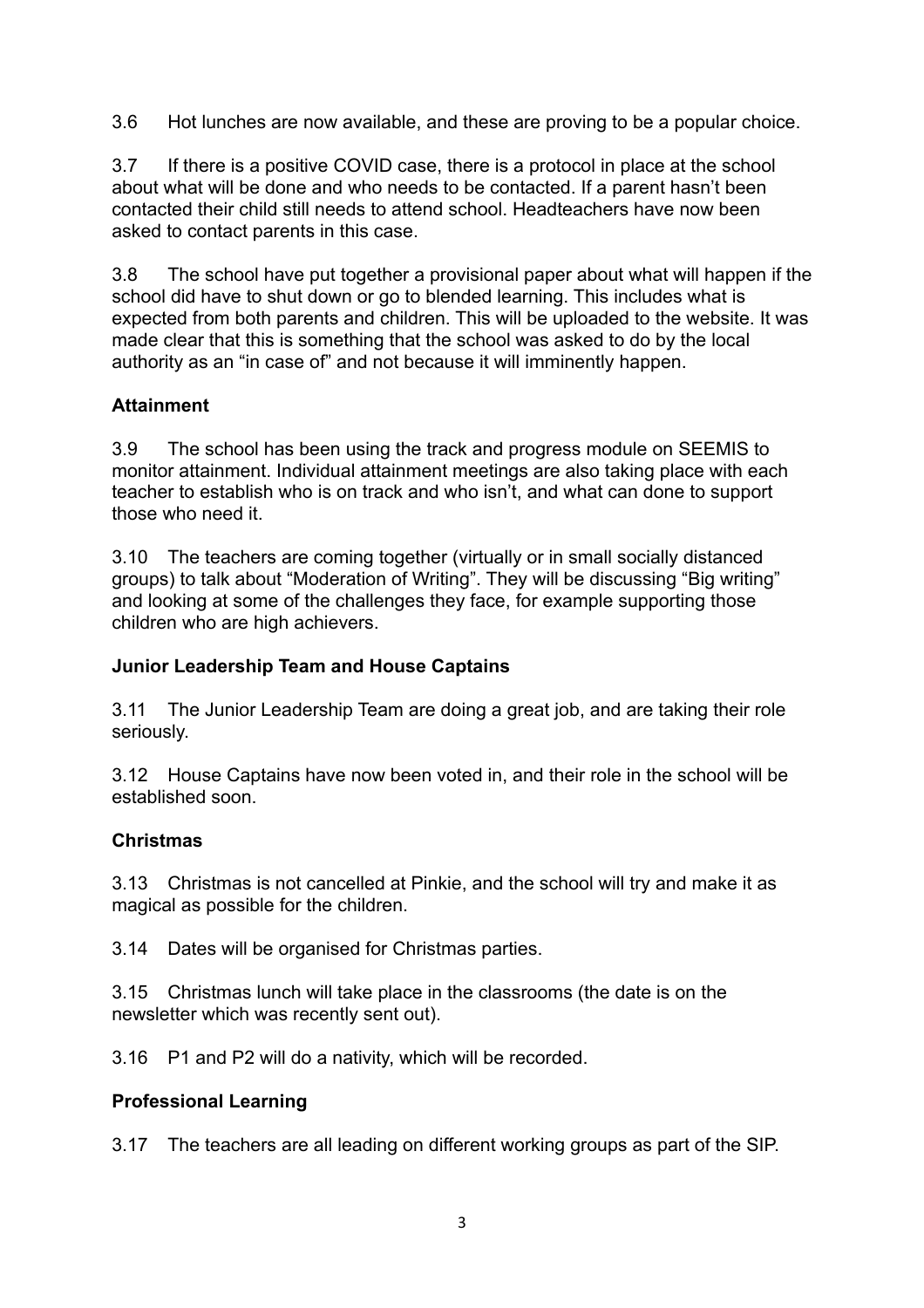3.6 Hot lunches are now available, and these are proving to be a popular choice.

3.7 If there is a positive COVID case, there is a protocol in place at the school about what will be done and who needs to be contacted. If a parent hasn't been contacted their child still needs to attend school. Headteachers have now been asked to contact parents in this case.

3.8 The school have put together a provisional paper about what will happen if the school did have to shut down or go to blended learning. This includes what is expected from both parents and children. This will be uploaded to the website. It was made clear that this is something that the school was asked to do by the local authority as an "in case of" and not because it will imminently happen.

**Attainment**

3.9 The school has been using the track and progress module on SEEMIS to monitor attainment. Individual attainment meetings are also taking place with each teacher to establish who is on track and who isn't, and what can done to support those who need it.

3.10 The teachers are coming together (virtually or in small socially distanced groups) to talk about "Moderation of Writing". They will be discussing "Big writing" and looking at some of the challenges they face, for example supporting those children who are high achievers.

**Junior Leadership Team and House Captains**

3.11 The Junior Leadership Team are doing a great job, and are taking their role seriously.

3.12 House Captains have now been voted in, and their role in the school will be established soon.

**Christmas**

3.13 Christmas is not cancelled at Pinkie, and the school will try and make it as magical as possible for the children.

3.14 Dates will be organised for Christmas parties.

3.15 Christmas lunch will take place in the classrooms (the date is on the newsletter which was recently sent out).

3.16 P1 and P2 will do a nativity, which will be recorded.

**Professional Learning**

3.17 The teachers are all leading on different working groups as part of the SIP.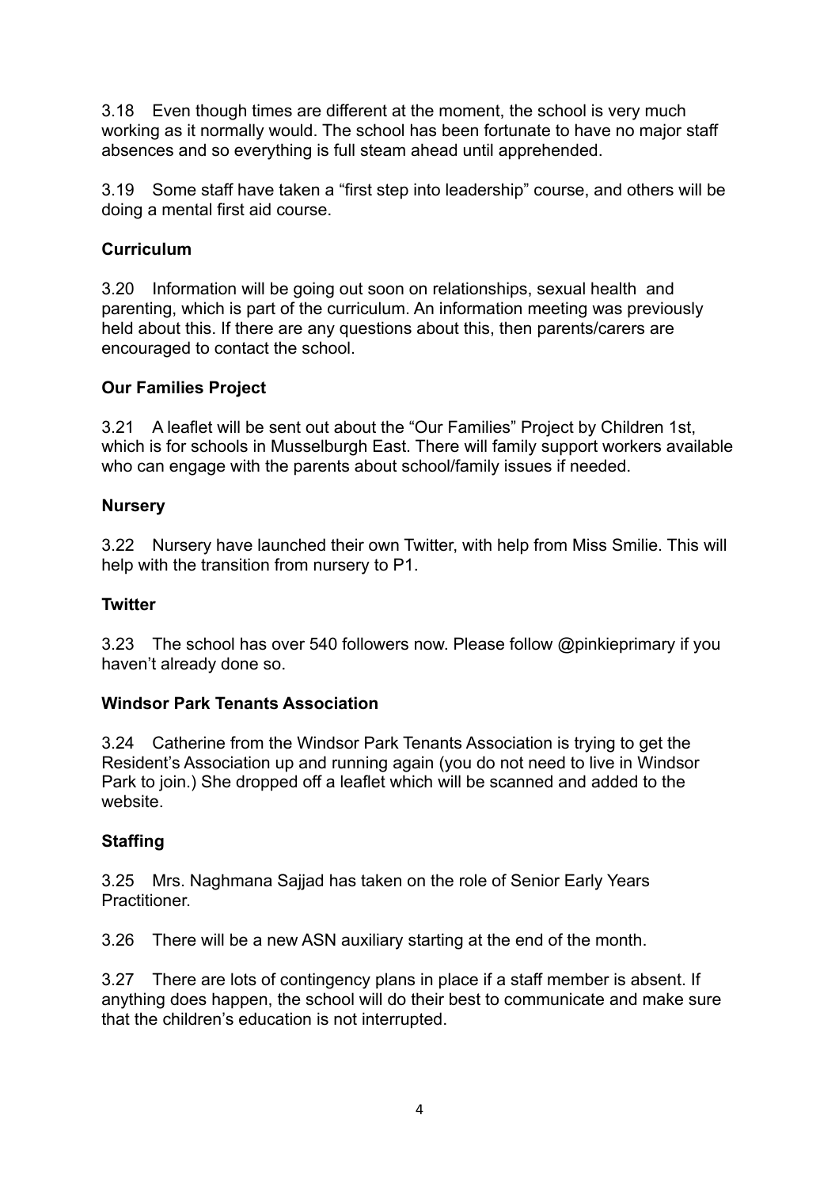3.18 Even though times are different at the moment, the school is very much working as it normally would. The school has been fortunate to have no major staff absences and so everything is full steam ahead until apprehended.

3.19 Some staff have taken a "first step into leadership" course, and others will be doing a mental first aid course.

**Curriculum**

3.20 Information will be going out soon on relationships, sexual health and parenting, which is part of the curriculum. An information meeting was previously held about this. If there are any questions about this, then parents/carers are encouraged to contact the school.

**Our Families Project**

3.21 A leaflet will be sent out about the "Our Families" Project by Children 1st, which is for schools in Musselburgh East. There will family support workers available who can engage with the parents about school/family issues if needed.

**Nursery**

3.22 Nursery have launched their own Twitter, with help from Miss Smilie. This will help with the transition from nursery to P1.

**Twitter**

3.23 The school has over 540 followers now. Please follow @pinkieprimary if you haven't already done so.

**Windsor Park Tenants Association**

3.24 Catherine from the Windsor Park Tenants Association is trying to get the Resident's Association up and running again (you do not need to live in Windsor Park to join.) She dropped off a leaflet which will be scanned and added to the website.

**Staffing**

3.25 Mrs. Naghmana Sajjad has taken on the role of Senior Early Years Practitioner.

3.26 There will be a new ASN auxiliary starting at the end of the month.

3.27 There are lots of contingency plans in place if a staff member is absent. If anything does happen, the school will do their best to communicate and make sure that the children's education is not interrupted.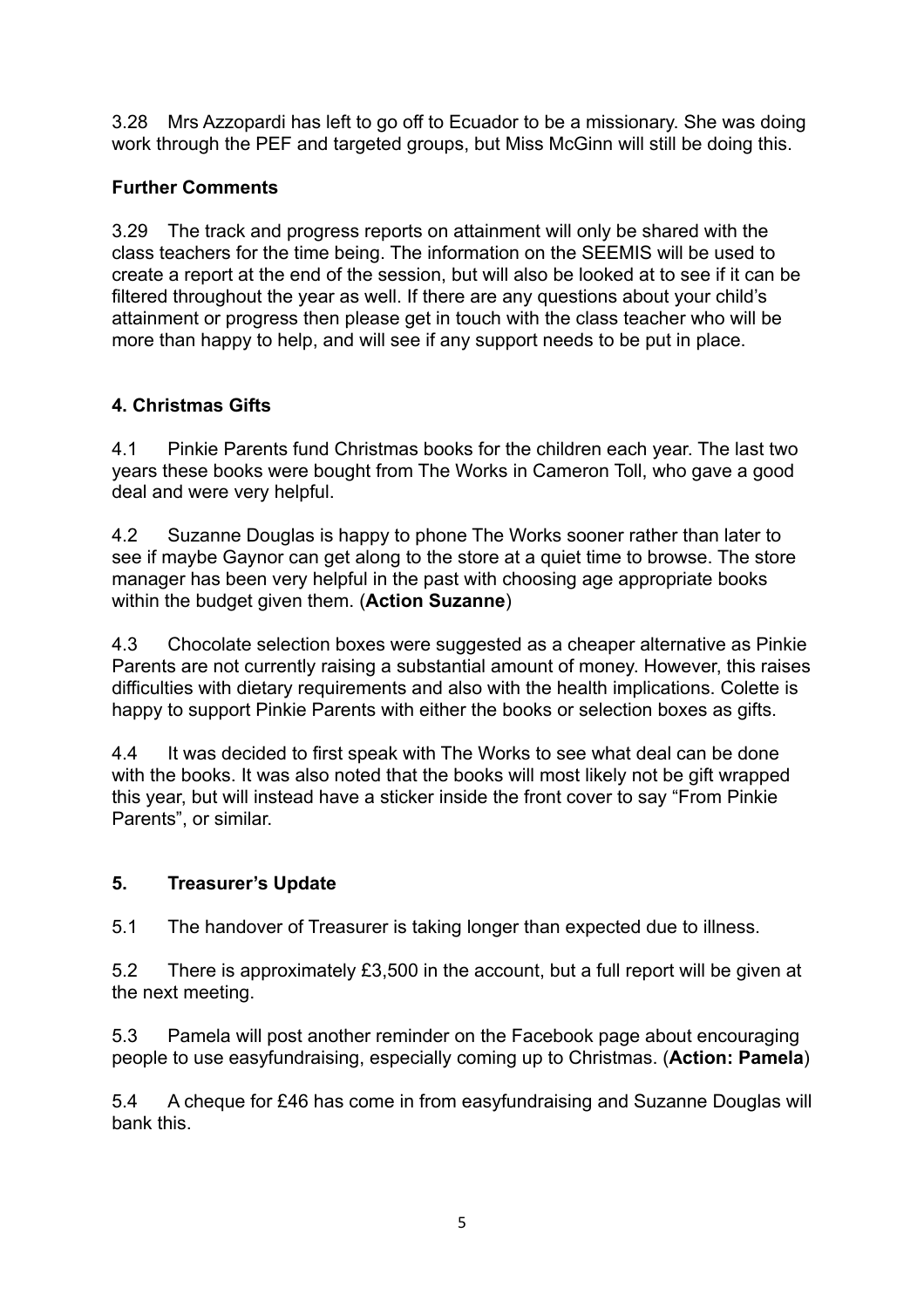3.28 Mrs Azzopardi has left to go off to Ecuador to be a missionary. She was doing work through the PEF and targeted groups, but Miss McGinn will still be doing this.

**Further Comments**

3.29 The track and progress reports on attainment will only be shared with the class teachers for the time being. The information on the SEEMIS will be used to create a report at the end of the session, but will also be looked at to see if it can be filtered throughout the year as well. If there are any questions about your child's attainment or progress then please get in touch with the class teacher who will be more than happy to help, and will see if any support needs to be put in place.

## 4. Christmas Gifts

4.1 Pinkie Parents fund Christmas books for the children each year. The last two years these books were bought from The Works in Cameron Toll, who gave a good deal and were very helpful.

4.2 Suzanne Douglas is happy to phone The Works sooner rather than later to see if maybe Gaynor can get along to the store at a quiet time to browse. The store manager has been very helpful in the past with choosing age appropriate books within the budget given them. (**Action Suzanne**)

4.3 Chocolate selection boxes were suggested as a cheaper alternative as Pinkie Parents are not currently raising a substantial amount of money. However, this raises difficulties with dietary requirements and also with the health implications. Colette is happy to support Pinkie Parents with either the books or selection boxes as gifts.

4.4 It was decided to first speak with The Works to see what deal can be done with the books. It was also noted that the books will most likely not be gift wrapped this year, but will instead have a sticker inside the front cover to say "From Pinkie Parents", or similar.

## 5. Treasurer's Update

5.1 The handover of Treasurer is taking longer than expected due to illness.

5.2 There is approximately £3,500 in the account, but a full report will be given at the next meeting.

5.3 Pamela will post another reminder on the Facebook page about encouraging people to use easyfundraising, especially coming up to Christmas. (**Action: Pamela**)

5.4 A cheque for £46 has come in from easyfundraising and Suzanne Douglas will bank this.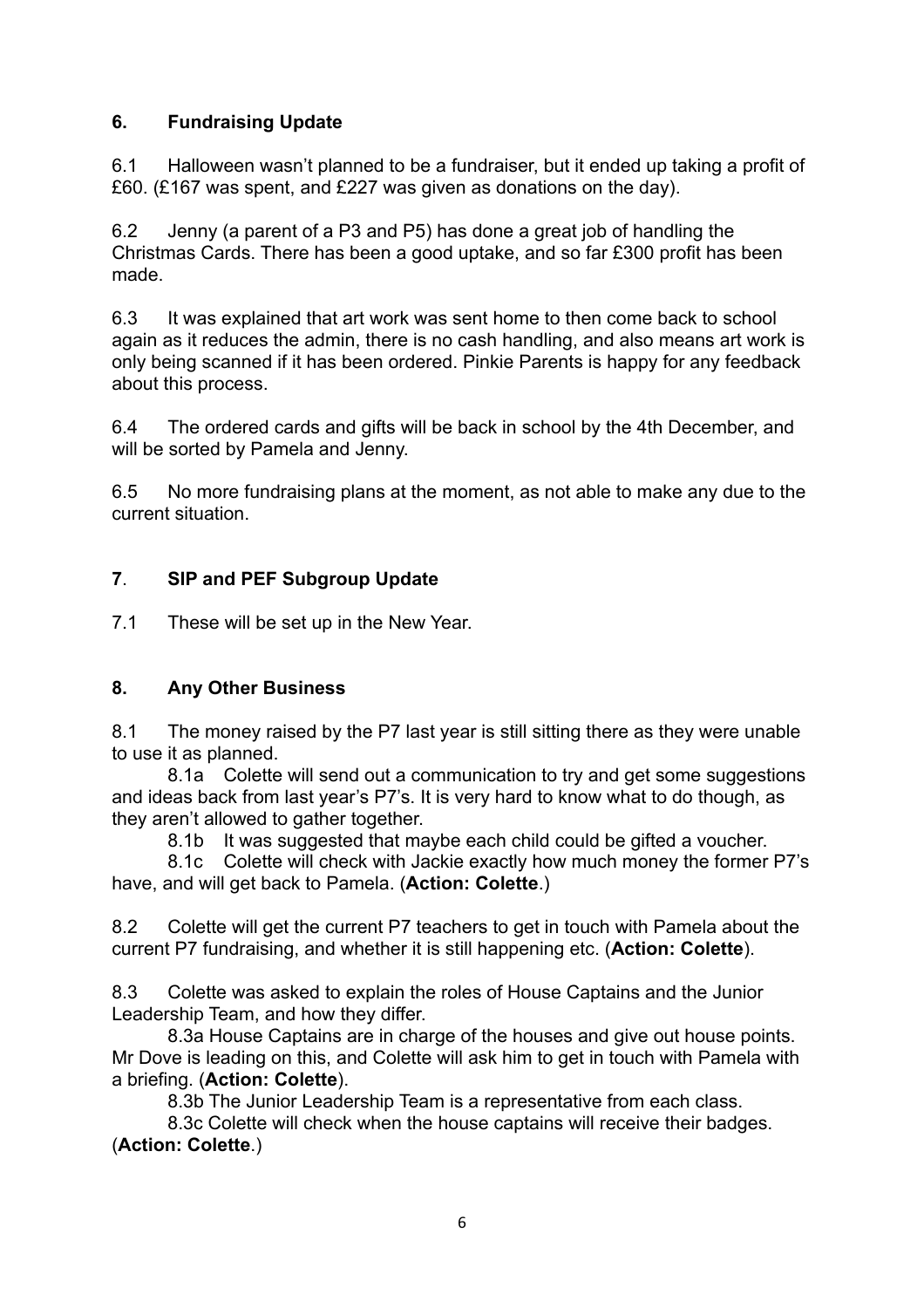## 6. Fundraising Update

6.1 Halloween wasn't planned to be a fundraiser, but it ended up taking a profit of £60. (£167 was spent, and £227 was given as donations on the day).

6.2 Jenny (a parent of a P3 and P5) has done a great job of handling the Christmas Cards. There has been a good uptake, and so far £300 profit has been made.

6.3 It was explained that art work was sent home to then come back to school again as it reduces the admin, there is no cash handling, and also means art work is only being scanned if it has been ordered. Pinkie Parents is happy for any feedback about this process.

6.4 The ordered cards and gifts will be back in school by the 4th December, and will be sorted by Pamela and Jenny.

6.5 No more fundraising plans at the moment, as not able to make any due to the current situation.

## 7. SIP and PEF Subgroup Update

7.1 These will be set up in the New Year.

## 8. Any Other Business

8.1 The money raised by the P7 last year is still sitting there as they were unable to use it as planned.

8.1a Colette will send out a communication to try and get some suggestions and ideas back from last year's P7's. It is very hard to know what to do though, as they aren't allowed to gather together.

8.1b It was suggested that maybe each child could be gifted a voucher.

8.1c Colette will check with Jackie exactly how much money the former P7's have, and will get back to Pamela. (**Action: Colette**.)

8.2 Colette will get the current P7 teachers to get in touch with Pamela about the current P7 fundraising, and whether it is still happening etc. (**Action: Colette**).

8.3 Colette was asked to explain the roles of House Captains and the Junior Leadership Team, and how they differ.

8.3a House Captains are in charge of the houses and give out house points. Mr Dove is leading on this, and Colette will ask him to get in touch with Pamela with a briefing. (**Action: Colette**).

8.3b The Junior Leadership Team is a representative from each class.

8.3c Colette will check when the house captains will receive their badges. (**Action: Colette**.)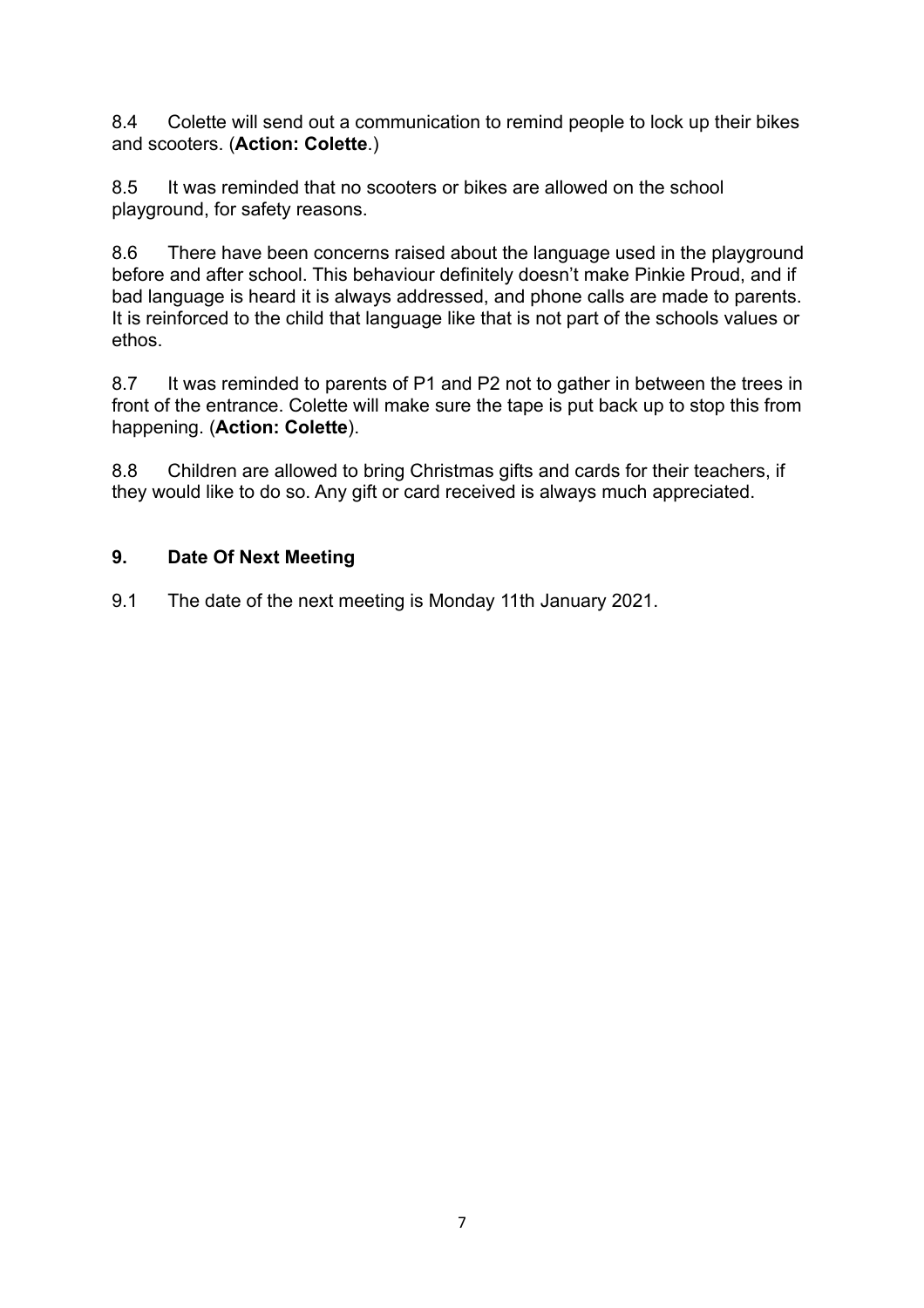8.4 Colette will send out a communication to remind people to lock up their bikes and scooters. (**Action: Colette**.)

8.5 It was reminded that no scooters or bikes are allowed on the school playground, for safety reasons.

8.6 There have been concerns raised about the language used in the playground before and after school. This behaviour definitely doesn't make Pinkie Proud, and if bad language is heard it is always addressed, and phone calls are made to parents. It is reinforced to the child that language like that is not part of the schools values or ethos.

8.7 It was reminded to parents of P1 and P2 not to gather in between the trees in front of the entrance. Colette will make sure the tape is put back up to stop this from happening. (**Action: Colette**).

8.8 Children are allowed to bring Christmas gifts and cards for their teachers, if they would like to do so. Any gift or card received is always much appreciated.

## 9. Date Of Next Meeting

9.1 The date of the next meeting is Monday 11th January 2021.